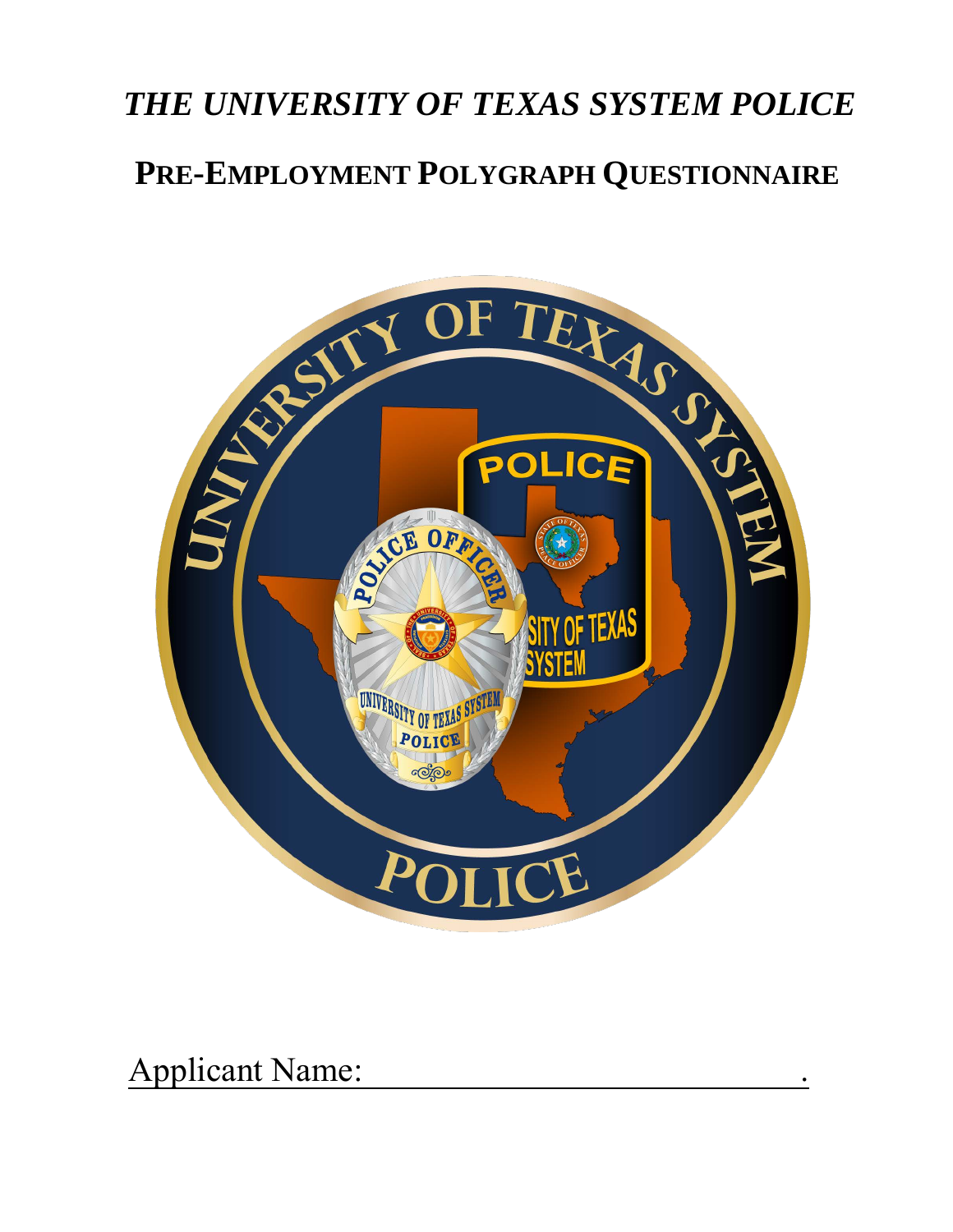# *THE UNIVERSITY OF TEXAS SYSTEM POLICE*

## PRE-EMPLOYMENT POLYGRAPH QUESTIONNAIRE

Applicant Name: ______________________________.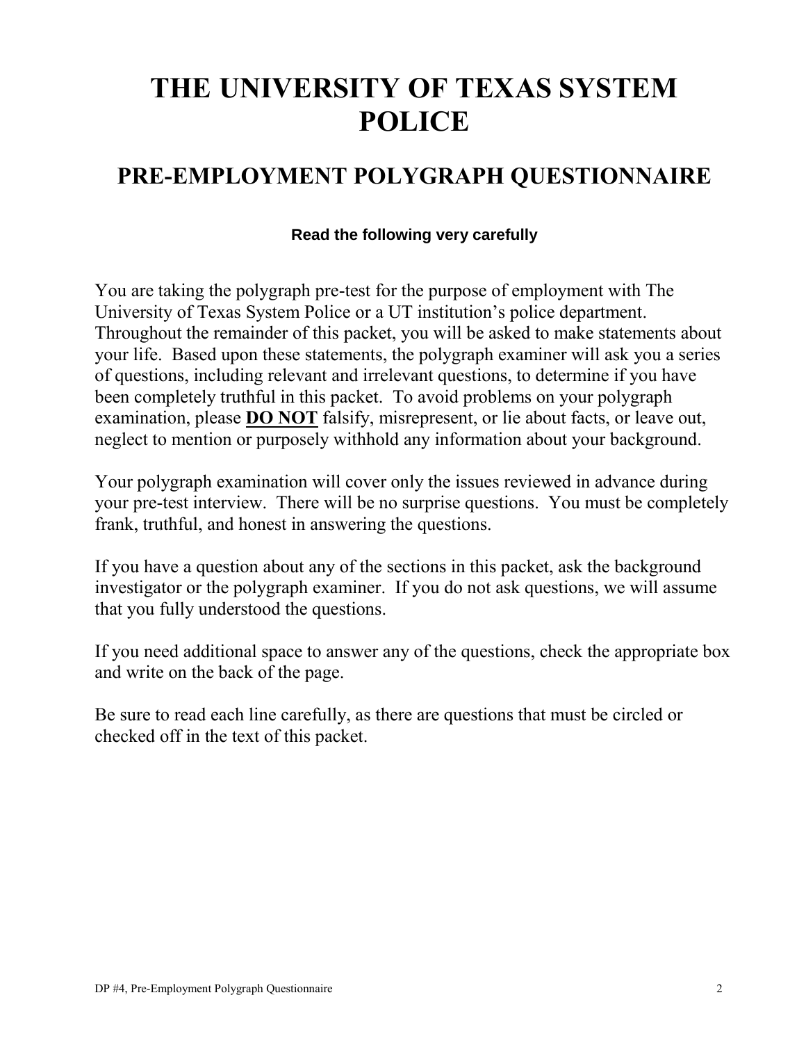# THE UNIVERSITY OF TEXAS SYSTEM POLICE

## PRE-EMPLOYMENT POLYGRAPH QUESTIONNAIRE

**Read the following very carefully**

You are taking the polygraph pre-test for the purpose of employment with The University of Texas System Police or a UT institution's police department. Throughout the remainder of this packet, you will be asked to make statements about your life. Based upon these statements, the polygraph examiner will ask you a series of questions, including relevant and irrelevant questions, to determine if you have been completely truthful in this packet. To avoid problems on your polygraph examination, please **DO NOT** falsify, misrepresent, or lie about facts, or leave out, neglect to mention or purposely withhold any information about your background.

Your polygraph examination will cover only the issues reviewed in advance during your pre-test interview. There will be no surprise questions. You must be completely frank, truthful, and honest in answering the questions.

If you have a question about any of the sections in this packet, ask the background investigator or the polygraph examiner. If you do not ask questions, we will assume that you fully understood the questions.

If you need additional space to answer any of the questions, check the appropriate box and write on the back of the page.

Be sure to read each line carefully, as there are questions that must be circled or checked off in the text of this packet.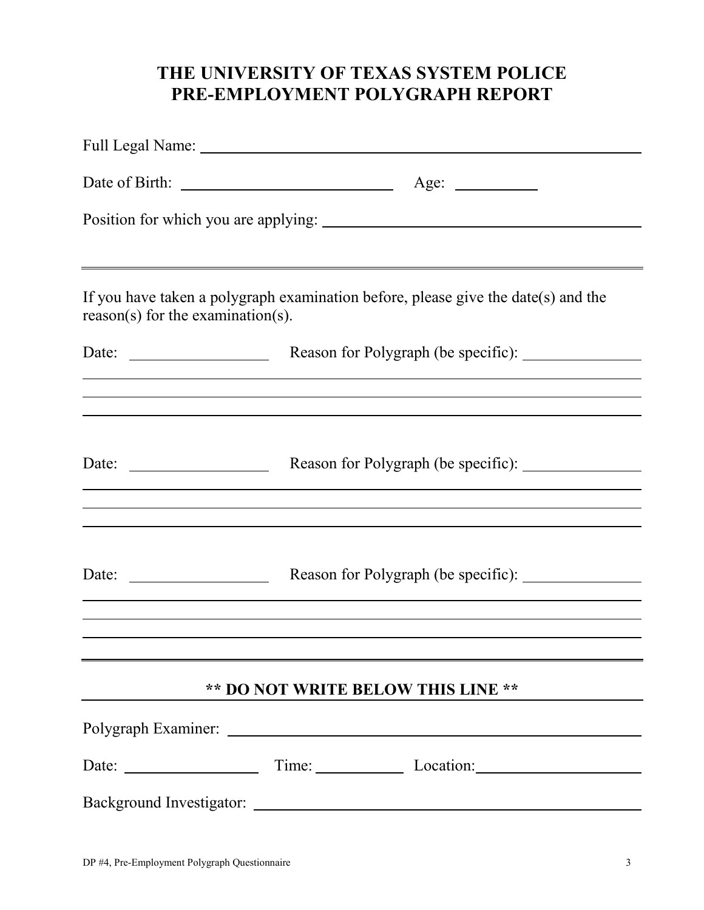# THE UNIVERSITY OF TEXAS SYSTEM POLICE
# PRE-EMPLOYMENT POLYGRAPH REPORT

Full Legal Name: \_\_\_\_\_\_\_\_\_\_\_\_\_\_\_\_\_\_\_\_\_\_\_\_\_\_\_\_\_\_\_\_\_\_\_\_\_\_\_\_

Date of Birth: \_\_\_\_\_\_\_\_\_\_\_\_\_\_\_\_\_\_\_\_ Age: \_\_\_\_\_\_\_\_

Position for which you are applying: \_\_\_\_\_\_\_\_\_\_\_\_\_\_\_\_\_\_\_\_\_\_\_\_\_\_\_\_

---

If you have taken a polygraph examination before, please give the date(s) and the reason(s) for the examination(s).

Date: \_\_\_\_\_\_\_\_\_\_\_\_\_\_ Reason for Polygraph (be specific): \_\_\_\_\_\_\_\_\_\_\_\_

\_\_\_\_\_\_\_\_\_\_\_\_\_\_\_\_\_\_\_\_\_\_\_\_\_\_\_\_\_\_\_\_\_\_\_\_\_\_\_\_\_\_\_\_\_\_\_\_\_\_\_\_\_\_\_\_\_\_\_\_

\_\_\_\_\_\_\_\_\_\_\_\_\_\_\_\_\_\_\_\_\_\_\_\_\_\_\_\_\_\_\_\_\_\_\_\_\_\_\_\_\_\_\_\_\_\_\_\_\_\_\_\_\_\_\_\_\_\_\_\_

\_\_\_\_\_\_\_\_\_\_\_\_\_\_\_\_\_\_\_\_\_\_\_\_\_\_\_\_\_\_\_\_\_\_\_\_\_\_\_\_\_\_\_\_\_\_\_\_\_\_\_\_\_\_\_\_\_\_\_\_

Date: \_\_\_\_\_\_\_\_\_\_\_\_\_\_ Reason for Polygraph (be specific): \_\_\_\_\_\_\_\_\_\_\_\_

\_\_\_\_\_\_\_\_\_\_\_\_\_\_\_\_\_\_\_\_\_\_\_\_\_\_\_\_\_\_\_\_\_\_\_\_\_\_\_\_\_\_\_\_\_\_\_\_\_\_\_\_\_\_\_\_\_\_\_\_

\_\_\_\_\_\_\_\_\_\_\_\_\_\_\_\_\_\_\_\_\_\_\_\_\_\_\_\_\_\_\_\_\_\_\_\_\_\_\_\_\_\_\_\_\_\_\_\_\_\_\_\_\_\_\_\_\_\_\_\_

\_\_\_\_\_\_\_\_\_\_\_\_\_\_\_\_\_\_\_\_\_\_\_\_\_\_\_\_\_\_\_\_\_\_\_\_\_\_\_\_\_\_\_\_\_\_\_\_\_\_\_\_\_\_\_\_\_\_\_\_

Date: \_\_\_\_\_\_\_\_\_\_\_\_\_\_ Reason for Polygraph (be specific): \_\_\_\_\_\_\_\_\_\_\_\_

\_\_\_\_\_\_\_\_\_\_\_\_\_\_\_\_\_\_\_\_\_\_\_\_\_\_\_\_\_\_\_\_\_\_\_\_\_\_\_\_\_\_\_\_\_\_\_\_\_\_\_\_\_\_\_\_\_\_\_\_

\_\_\_\_\_\_\_\_\_\_\_\_\_\_\_\_\_\_\_\_\_\_\_\_\_\_\_\_\_\_\_\_\_\_\_\_\_\_\_\_\_\_\_\_\_\_\_\_\_\_\_\_\_\_\_\_\_\_\_\_

\_\_\_\_\_\_\_\_\_\_\_\_\_\_\_\_\_\_\_\_\_\_\_\_\_\_\_\_\_\_\_\_\_\_\_\_\_\_\_\_\_\_\_\_\_\_\_\_\_\_\_\_\_\_\_\_\_\_\_\_

---

**\*\* DO NOT WRITE BELOW THIS LINE \*\***

Polygraph Examiner: \_\_\_\_\_\_\_\_\_\_\_\_\_\_\_\_\_\_\_\_\_\_\_\_\_\_\_\_\_\_\_\_\_\_\_\_\_\_\_\_

Date: \_\_\_\_\_\_\_\_\_\_\_\_\_\_ Time: \_\_\_\_\_\_\_\_ Location: \_\_\_\_\_\_\_\_\_\_\_\_\_\_\_\_

Background Investigator: \_\_\_\_\_\_\_\_\_\_\_\_\_\_\_\_\_\_\_\_\_\_\_\_\_\_\_\_\_\_\_\_\_\_\_\_

DP #4, Pre-Employment Polygraph Questionnaire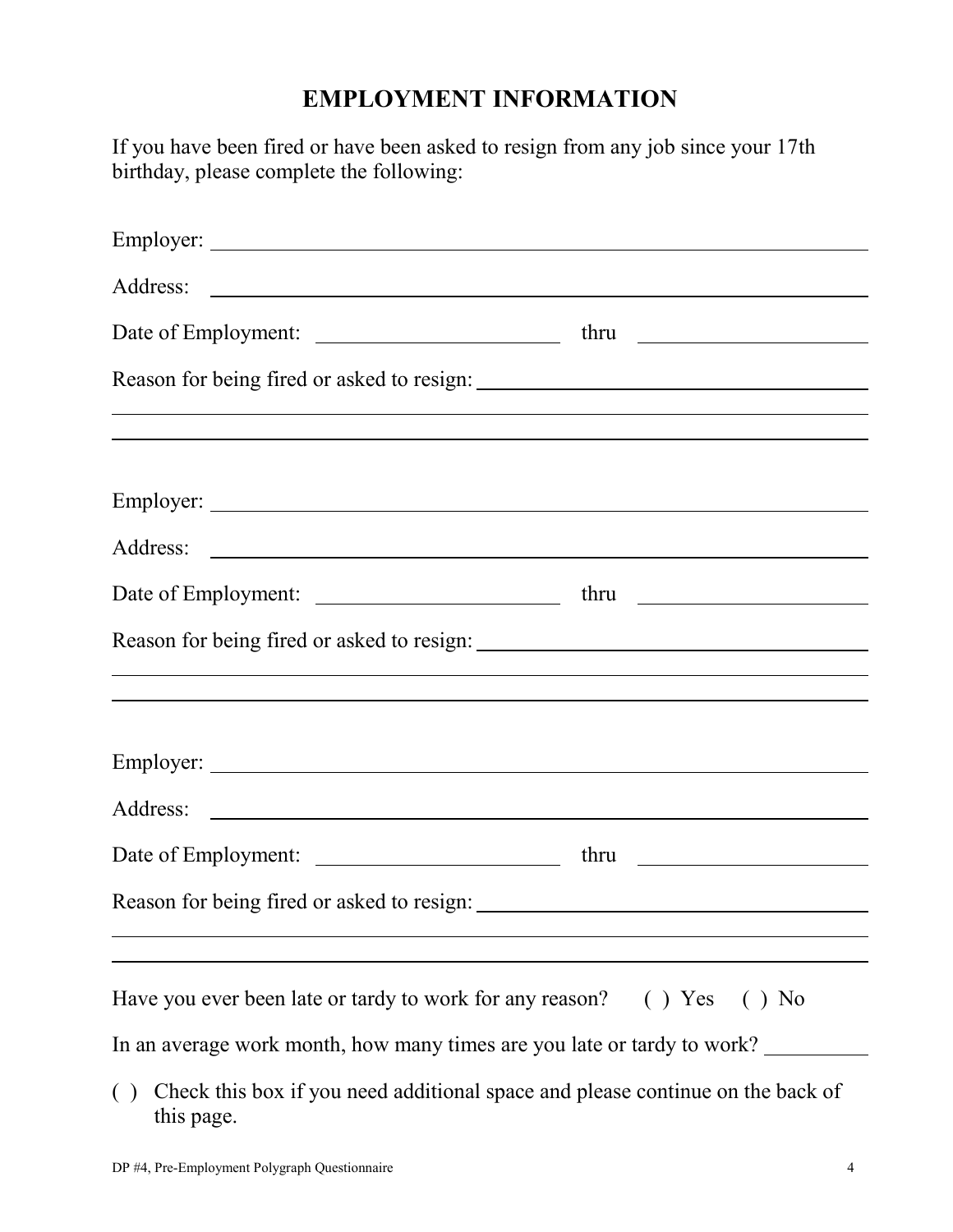# EMPLOYMENT INFORMATION

If you have been fired or have been asked to resign from any job since your 17th birthday, please complete the following:

Employer: ________________________________________________

Address: ________________________________________________

Date of Employment: ____________________ thru ____________________

Reason for being fired or asked to resign: ________________________________

________________________________________________________________

________________________________________________________________

Employer: ________________________________________________

Address: ________________________________________________

Date of Employment: ____________________ thru ____________________

Reason for being fired or asked to resign: ________________________________

________________________________________________________________

________________________________________________________________

Employer: ________________________________________________

Address: ________________________________________________

Date of Employment: ____________________ thru ____________________

Reason for being fired or asked to resign: ________________________________

________________________________________________________________

________________________________________________________________

Have you ever been late or tardy to work for any reason? ( ) Yes ( ) No

In an average work month, how many times are you late or tardy to work? __________

( ) Check this box if you need additional space and please continue on the back of this page.

DP #4, Pre-Employment Polygraph Questionnaire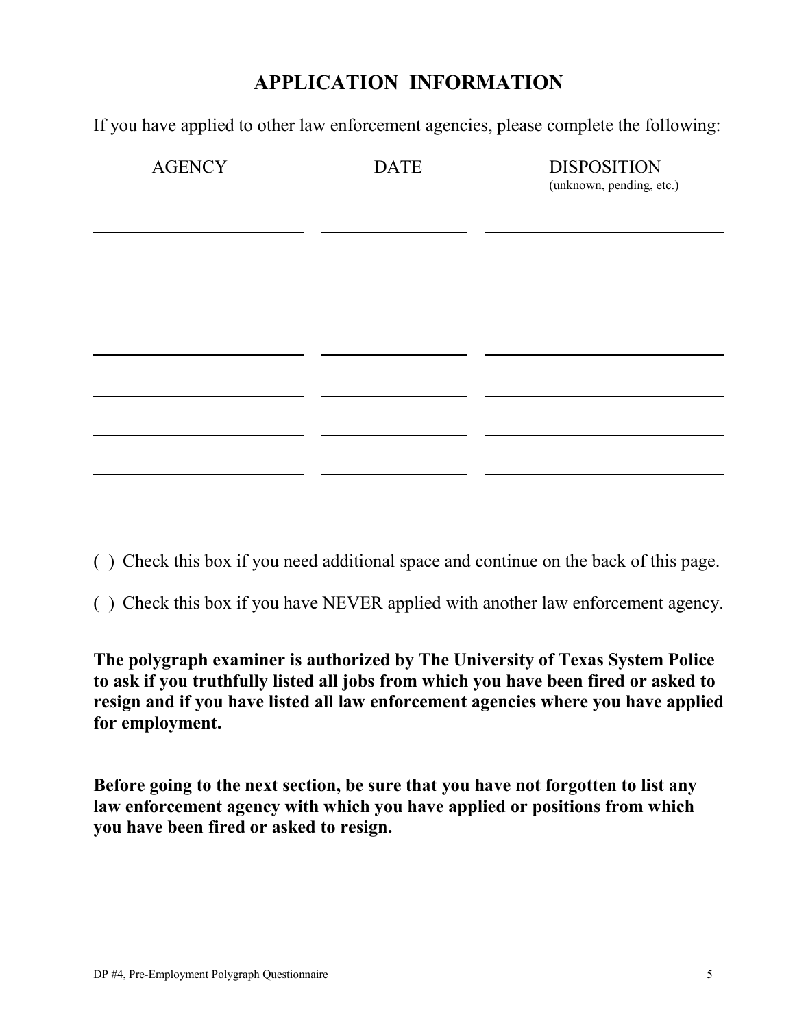# APPLICATION INFORMATION

If you have applied to other law enforcement agencies, please complete the following:

| AGENCY | DATE | DISPOSITION (unknown, pending, etc.) |
|---|---|---|
| | | |
| | | |
| | | |
| | | |
| | | |
| | | |
| | | |
| | | |

( ) Check this box if you need additional space and continue on the back of this page.

( ) Check this box if you have NEVER applied with another law enforcement agency.

**The polygraph examiner is authorized by The University of Texas System Police to ask if you truthfully listed all jobs from which you have been fired or asked to resign and if you have listed all law enforcement agencies where you have applied for employment.**

**Before going to the next section, be sure that you have not forgotten to list any law enforcement agency with which you have applied or positions from which you have been fired or asked to resign.**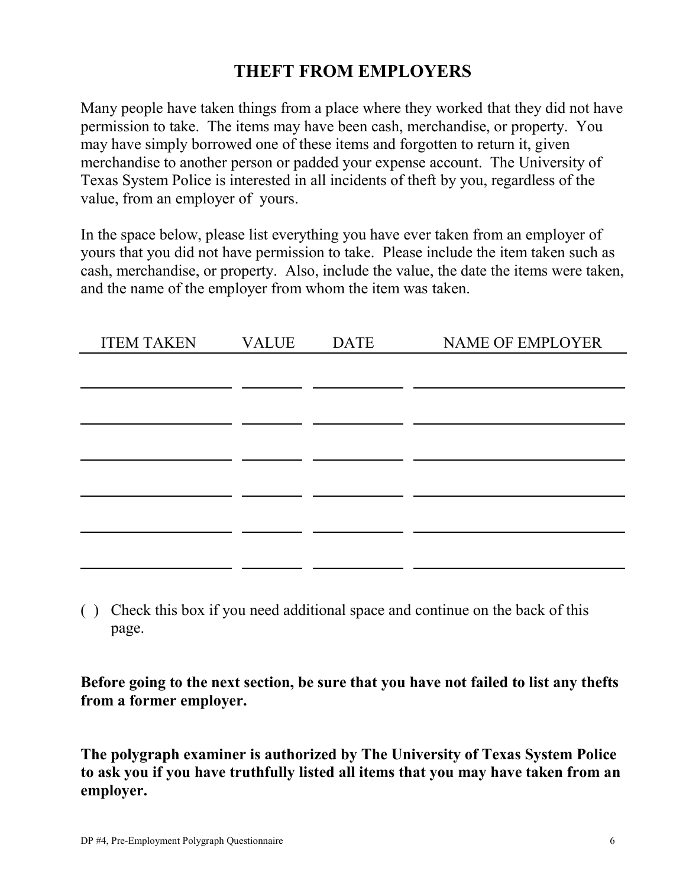# THEFT FROM EMPLOYERS

Many people have taken things from a place where they worked that they did not have permission to take. The items may have been cash, merchandise, or property. You may have simply borrowed one of these items and forgotten to return it, given merchandise to another person or padded your expense account. The University of Texas System Police is interested in all incidents of theft by you, regardless of the value, from an employer of yours.

In the space below, please list everything you have ever taken from an employer of yours that you did not have permission to take. Please include the item taken such as cash, merchandise, or property. Also, include the value, the date the items were taken, and the name of the employer from whom the item was taken.

| ITEM TAKEN | VALUE | DATE | NAME OF EMPLOYER |
|---|---|---|---|
| | | | |
| | | | |
| | | | |
| | | | |
| | | | |
| | | | |

( ) Check this box if you need additional space and continue on the back of this page.

**Before going to the next section, be sure that you have not failed to list any thefts from a former employer.**

**The polygraph examiner is authorized by The University of Texas System Police to ask you if you have truthfully listed all items that you may have taken from an employer.**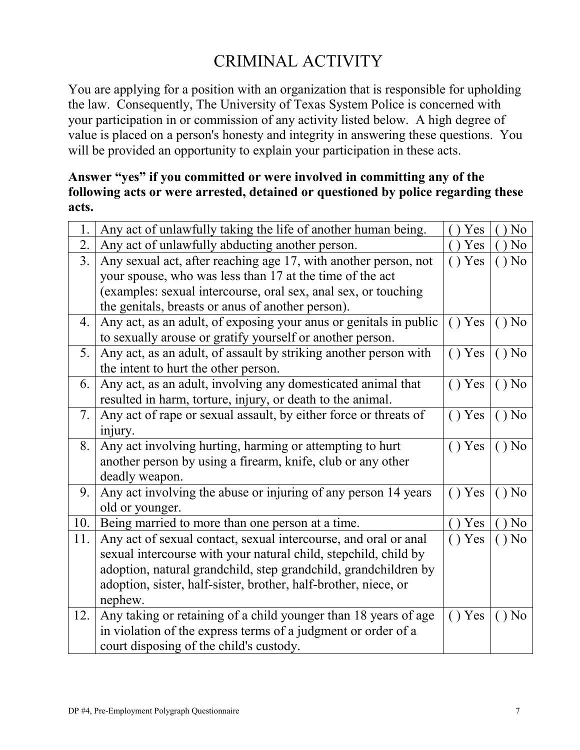# CRIMINAL ACTIVITY

You are applying for a position with an organization that is responsible for upholding the law. Consequently, The University of Texas System Police is concerned with your participation in or commission of any activity listed below. A high degree of value is placed on a person's honesty and integrity in answering these questions. You will be provided an opportunity to explain your participation in these acts.

**Answer "yes" if you committed or were involved in committing any of the following acts or were arrested, detained or questioned by police regarding these acts.**

| | | | |
|---|---|---|---|
| 1. | Any act of unlawfully taking the life of another human being. | ( ) Yes | ( ) No |
| 2. | Any act of unlawfully abducting another person. | ( ) Yes | ( ) No |
| 3. | Any sexual act, after reaching age 17, with another person, not your spouse, who was less than 17 at the time of the act (examples: sexual intercourse, oral sex, anal sex, or touching the genitals, breasts or anus of another person). | ( ) Yes | ( ) No |
| 4. | Any act, as an adult, of exposing your anus or genitals in public to sexually arouse or gratify yourself or another person. | ( ) Yes | ( ) No |
| 5. | Any act, as an adult, of assault by striking another person with the intent to hurt the other person. | ( ) Yes | ( ) No |
| 6. | Any act, as an adult, involving any domesticated animal that resulted in harm, torture, injury, or death to the animal. | ( ) Yes | ( ) No |
| 7. | Any act of rape or sexual assault, by either force or threats of injury. | ( ) Yes | ( ) No |
| 8. | Any act involving hurting, harming or attempting to hurt another person by using a firearm, knife, club or any other deadly weapon. | ( ) Yes | ( ) No |
| 9. | Any act involving the abuse or injuring of any person 14 years old or younger. | ( ) Yes | ( ) No |
| 10. | Being married to more than one person at a time. | ( ) Yes | ( ) No |
| 11. | Any act of sexual contact, sexual intercourse, and oral or anal sexual intercourse with your natural child, stepchild, child by adoption, natural grandchild, step grandchild, grandchildren by adoption, sister, half-sister, brother, half-brother, niece, or nephew. | ( ) Yes | ( ) No |
| 12. | Any taking or retaining of a child younger than 18 years of age in violation of the express terms of a judgment or order of a court disposing of the child's custody. | ( ) Yes | ( ) No |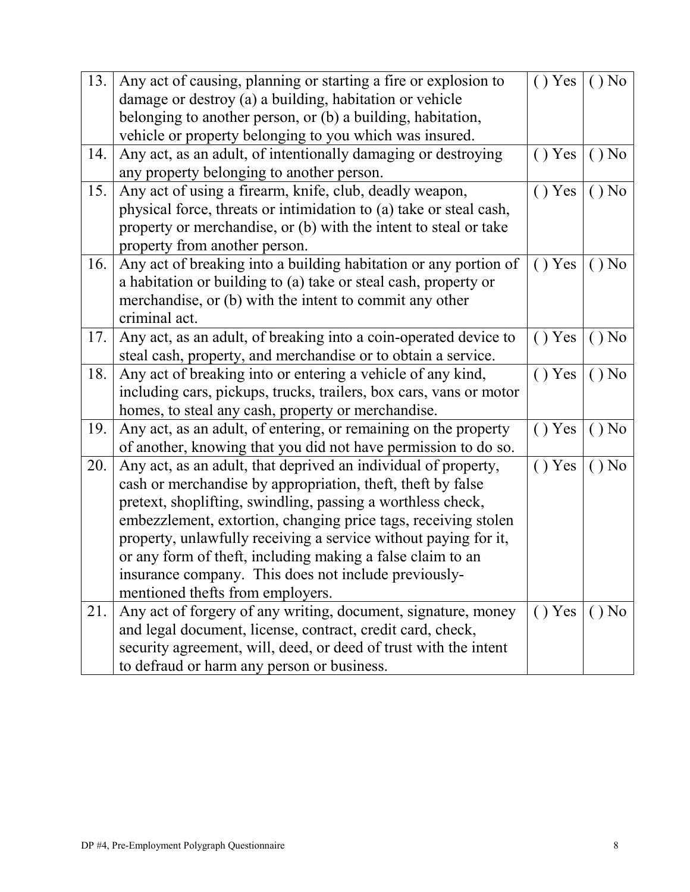| | | | |
|---|---|---|---|
| 13. | Any act of causing, planning or starting a fire or explosion to damage or destroy (a) a building, habitation or vehicle belonging to another person, or (b) a building, habitation, vehicle or property belonging to you which was insured. | ( ) Yes | ( ) No |
| 14. | Any act, as an adult, of intentionally damaging or destroying any property belonging to another person. | ( ) Yes | ( ) No |
| 15. | Any act of using a firearm, knife, club, deadly weapon, physical force, threats or intimidation to (a) take or steal cash, property or merchandise, or (b) with the intent to steal or take property from another person. | ( ) Yes | ( ) No |
| 16. | Any act of breaking into a building habitation or any portion of a habitation or building to (a) take or steal cash, property or merchandise, or (b) with the intent to commit any other criminal act. | ( ) Yes | ( ) No |
| 17. | Any act, as an adult, of breaking into a coin-operated device to steal cash, property, and merchandise or to obtain a service. | ( ) Yes | ( ) No |
| 18. | Any act of breaking into or entering a vehicle of any kind, including cars, pickups, trucks, trailers, box cars, vans or motor homes, to steal any cash, property or merchandise. | ( ) Yes | ( ) No |
| 19. | Any act, as an adult, of entering, or remaining on the property of another, knowing that you did not have permission to do so. | ( ) Yes | ( ) No |
| 20. | Any act, as an adult, that deprived an individual of property, cash or merchandise by appropriation, theft, theft by false pretext, shoplifting, swindling, passing a worthless check, embezzlement, extortion, changing price tags, receiving stolen property, unlawfully receiving a service without paying for it, or any form of theft, including making a false claim to an insurance company. This does not include previously-mentioned thefts from employers. | ( ) Yes | ( ) No |
| 21. | Any act of forgery of any writing, document, signature, money and legal document, license, contract, credit card, check, security agreement, will, deed, or deed of trust with the intent to defraud or harm any person or business. | ( ) Yes | ( ) No |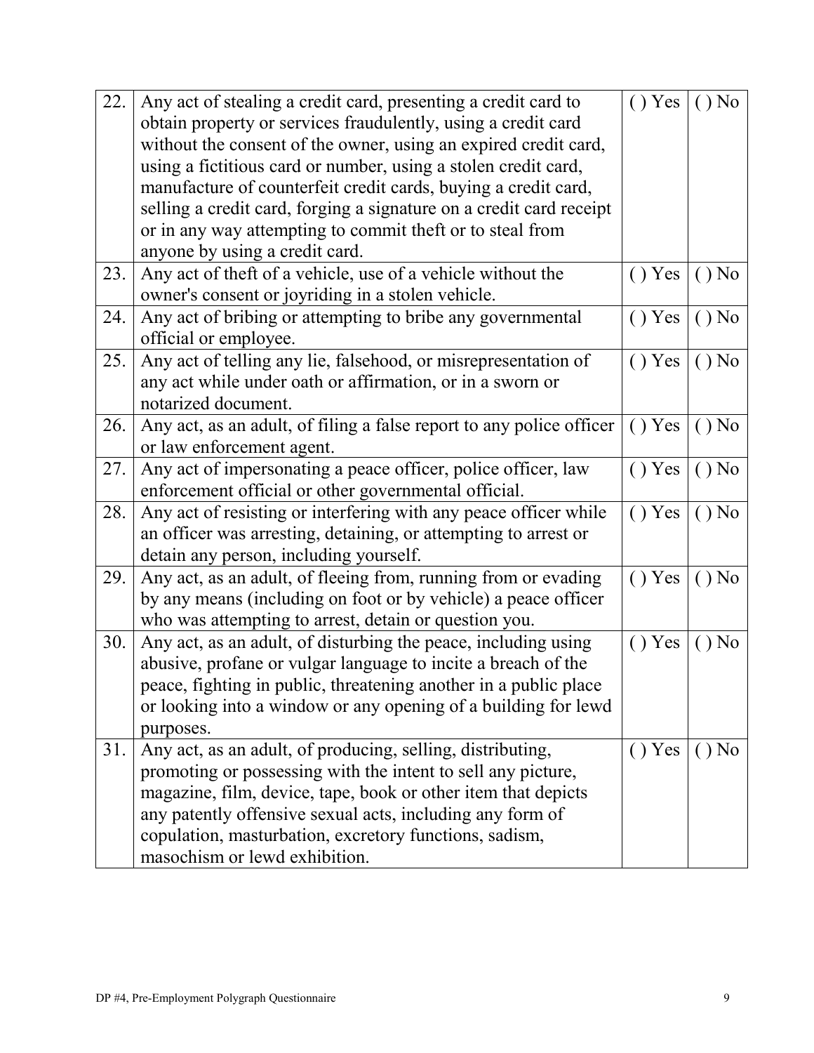| | | | |
|---|---|---|---|
| 22. | Any act of stealing a credit card, presenting a credit card to obtain property or services fraudulently, using a credit card without the consent of the owner, using an expired credit card, using a fictitious card or number, using a stolen credit card, manufacture of counterfeit credit cards, buying a credit card, selling a credit card, forging a signature on a credit card receipt or in any way attempting to commit theft or to steal from anyone by using a credit card. | ( ) Yes | ( ) No |
| 23. | Any act of theft of a vehicle, use of a vehicle without the owner's consent or joyriding in a stolen vehicle. | ( ) Yes | ( ) No |
| 24. | Any act of bribing or attempting to bribe any governmental official or employee. | ( ) Yes | ( ) No |
| 25. | Any act of telling any lie, falsehood, or misrepresentation of any act while under oath or affirmation, or in a sworn or notarized document. | ( ) Yes | ( ) No |
| 26. | Any act, as an adult, of filing a false report to any police officer or law enforcement agent. | ( ) Yes | ( ) No |
| 27. | Any act of impersonating a peace officer, police officer, law enforcement official or other governmental official. | ( ) Yes | ( ) No |
| 28. | Any act of resisting or interfering with any peace officer while an officer was arresting, detaining, or attempting to arrest or detain any person, including yourself. | ( ) Yes | ( ) No |
| 29. | Any act, as an adult, of fleeing from, running from or evading by any means (including on foot or by vehicle) a peace officer who was attempting to arrest, detain or question you. | ( ) Yes | ( ) No |
| 30. | Any act, as an adult, of disturbing the peace, including using abusive, profane or vulgar language to incite a breach of the peace, fighting in public, threatening another in a public place or looking into a window or any opening of a building for lewd purposes. | ( ) Yes | ( ) No |
| 31. | Any act, as an adult, of producing, selling, distributing, promoting or possessing with the intent to sell any picture, magazine, film, device, tape, book or other item that depicts any patently offensive sexual acts, including any form of copulation, masturbation, excretory functions, sadism, masochism or lewd exhibition. | ( ) Yes | ( ) No |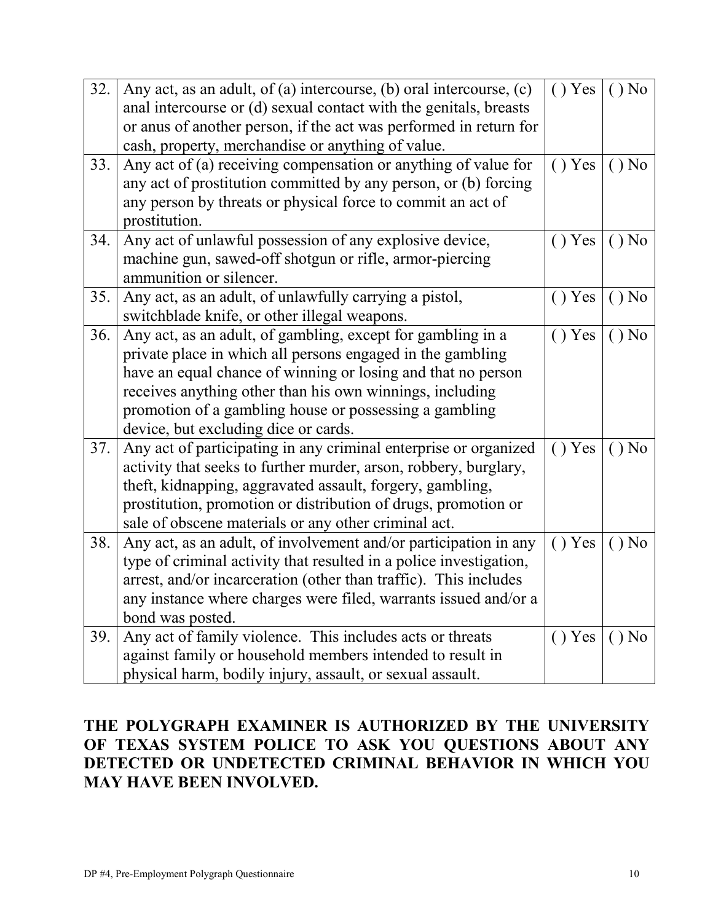| | | | |
|---|---|---|---|
| 32. | Any act, as an adult, of (a) intercourse, (b) oral intercourse, (c) anal intercourse or (d) sexual contact with the genitals, breasts or anus of another person, if the act was performed in return for cash, property, merchandise or anything of value. | ( ) Yes | ( ) No |
| 33. | Any act of (a) receiving compensation or anything of value for any act of prostitution committed by any person, or (b) forcing any person by threats or physical force to commit an act of prostitution. | ( ) Yes | ( ) No |
| 34. | Any act of unlawful possession of any explosive device, machine gun, sawed-off shotgun or rifle, armor-piercing ammunition or silencer. | ( ) Yes | ( ) No |
| 35. | Any act, as an adult, of unlawfully carrying a pistol, switchblade knife, or other illegal weapons. | ( ) Yes | ( ) No |
| 36. | Any act, as an adult, of gambling, except for gambling in a private place in which all persons engaged in the gambling have an equal chance of winning or losing and that no person receives anything other than his own winnings, including promotion of a gambling house or possessing a gambling device, but excluding dice or cards. | ( ) Yes | ( ) No |
| 37. | Any act of participating in any criminal enterprise or organized activity that seeks to further murder, arson, robbery, burglary, theft, kidnapping, aggravated assault, forgery, gambling, prostitution, promotion or distribution of drugs, promotion or sale of obscene materials or any other criminal act. | ( ) Yes | ( ) No |
| 38. | Any act, as an adult, of involvement and/or participation in any type of criminal activity that resulted in a police investigation, arrest, and/or incarceration (other than traffic). This includes any instance where charges were filed, warrants issued and/or a bond was posted. | ( ) Yes | ( ) No |
| 39. | Any act of family violence. This includes acts or threats against family or household members intended to result in physical harm, bodily injury, assault, or sexual assault. | ( ) Yes | ( ) No |

**THE POLYGRAPH EXAMINER IS AUTHORIZED BY THE UNIVERSITY OF TEXAS SYSTEM POLICE TO ASK YOU QUESTIONS ABOUT ANY DETECTED OR UNDETECTED CRIMINAL BEHAVIOR IN WHICH YOU MAY HAVE BEEN INVOLVED.**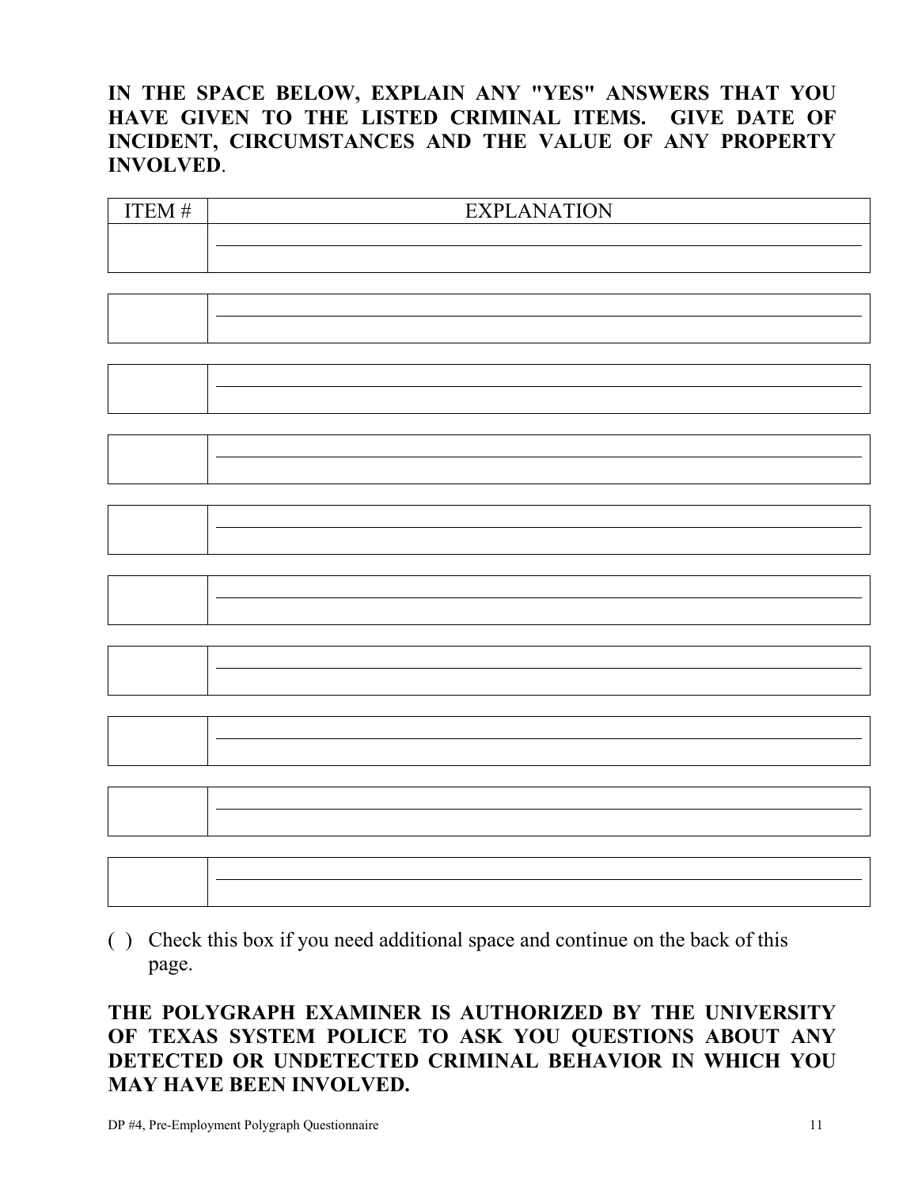**IN THE SPACE BELOW, EXPLAIN ANY "YES" ANSWERS THAT YOU HAVE GIVEN TO THE LISTED CRIMINAL ITEMS. GIVE DATE OF INCIDENT, CIRCUMSTANCES AND THE VALUE OF ANY PROPERTY INVOLVED**.

| ITEM # | EXPLANATION |
| --- | --- |
| | |
| | |
| | |
| | |
| | |
| | |
| | |
| | |
| | |
| | |

( ) Check this box if you need additional space and continue on the back of this page.

**THE POLYGRAPH EXAMINER IS AUTHORIZED BY THE UNIVERSITY OF TEXAS SYSTEM POLICE TO ASK YOU QUESTIONS ABOUT ANY DETECTED OR UNDETECTED CRIMINAL BEHAVIOR IN WHICH YOU MAY HAVE BEEN INVOLVED.**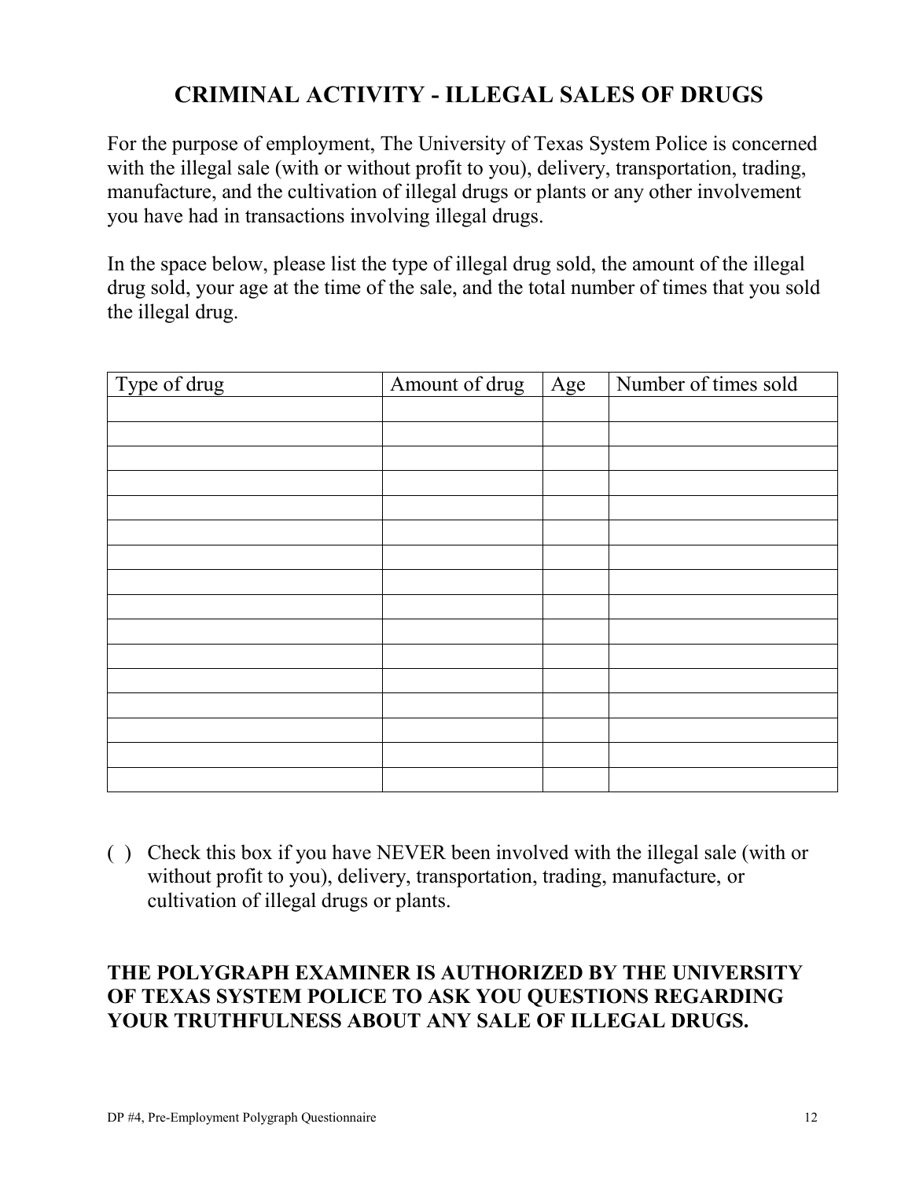# CRIMINAL ACTIVITY - ILLEGAL SALES OF DRUGS

For the purpose of employment, The University of Texas System Police is concerned with the illegal sale (with or without profit to you), delivery, transportation, trading, manufacture, and the cultivation of illegal drugs or plants or any other involvement you have had in transactions involving illegal drugs.

In the space below, please list the type of illegal drug sold, the amount of the illegal drug sold, your age at the time of the sale, and the total number of times that you sold the illegal drug.

| Type of drug | Amount of drug | Age | Number of times sold |
|---|---|---|---|
| | | | |
| | | | |
| | | | |
| | | | |
| | | | |
| | | | |
| | | | |
| | | | |
| | | | |
| | | | |
| | | | |
| | | | |
| | | | |
| | | | |
| | | | |
| | | | |

( ) Check this box if you have NEVER been involved with the illegal sale (with or without profit to you), delivery, transportation, trading, manufacture, or cultivation of illegal drugs or plants.

**THE POLYGRAPH EXAMINER IS AUTHORIZED BY THE UNIVERSITY OF TEXAS SYSTEM POLICE TO ASK YOU QUESTIONS REGARDING YOUR TRUTHFULNESS ABOUT ANY SALE OF ILLEGAL DRUGS.**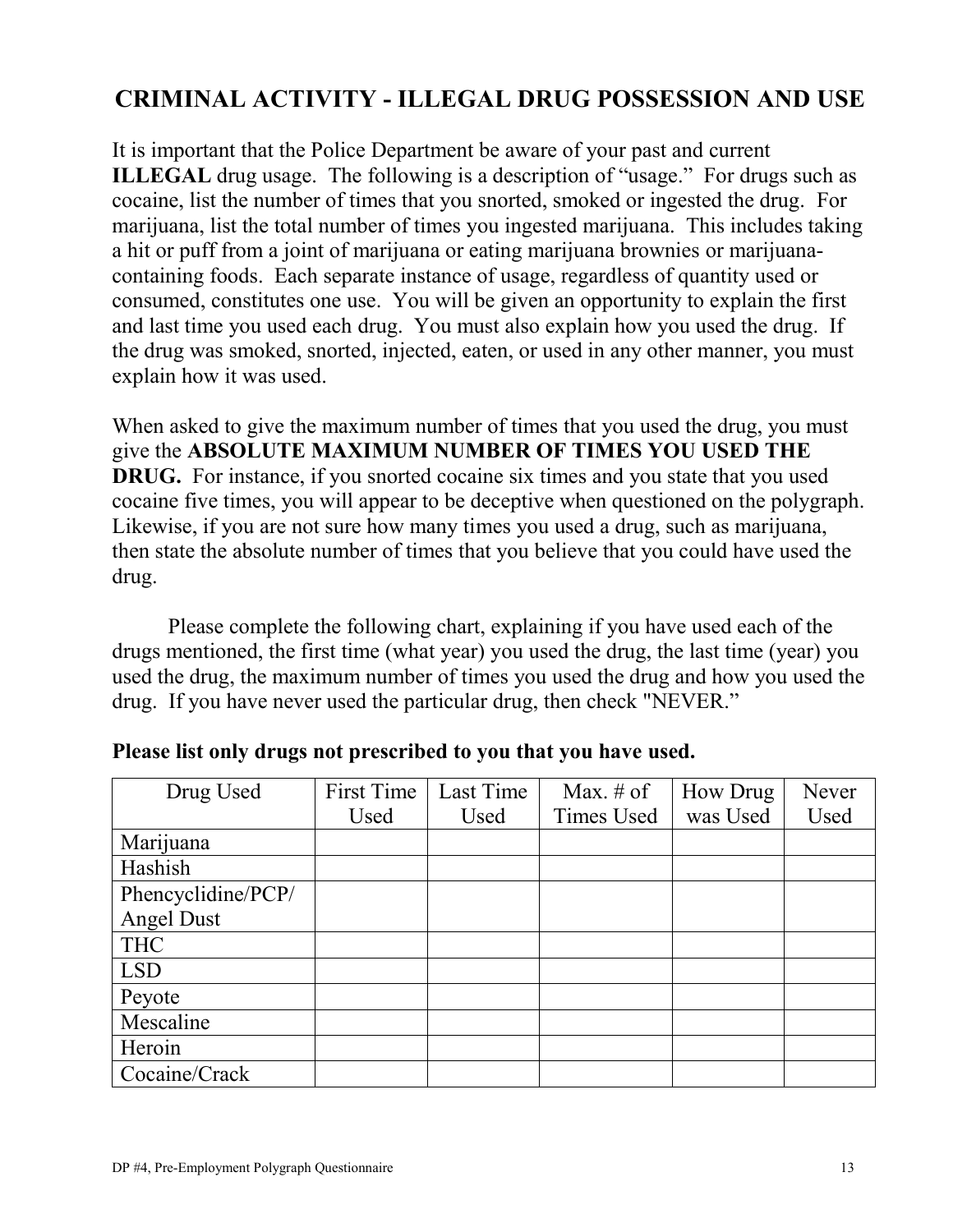## CRIMINAL ACTIVITY - ILLEGAL DRUG POSSESSION AND USE

It is important that the Police Department be aware of your past and current **ILLEGAL** drug usage. The following is a description of "usage." For drugs such as cocaine, list the number of times that you snorted, smoked or ingested the drug. For marijuana, list the total number of times you ingested marijuana. This includes taking a hit or puff from a joint of marijuana or eating marijuana brownies or marijuana-containing foods. Each separate instance of usage, regardless of quantity used or consumed, constitutes one use. You will be given an opportunity to explain the first and last time you used each drug. You must also explain how you used the drug. If the drug was smoked, snorted, injected, eaten, or used in any other manner, you must explain how it was used.

When asked to give the maximum number of times that you used the drug, you must give the **ABSOLUTE MAXIMUM NUMBER OF TIMES YOU USED THE DRUG.** For instance, if you snorted cocaine six times and you state that you used cocaine five times, you will appear to be deceptive when questioned on the polygraph. Likewise, if you are not sure how many times you used a drug, such as marijuana, then state the absolute number of times that you believe that you could have used the drug.

Please complete the following chart, explaining if you have used each of the drugs mentioned, the first time (what year) you used the drug, the last time (year) you used the drug, the maximum number of times you used the drug and how you used the drug. If you have never used the particular drug, then check "NEVER."

**Please list only drugs not prescribed to you that you have used.**

| Drug Used | First Time Used | Last Time Used | Max. # of Times Used | How Drug was Used | Never Used |
|---|---|---|---|---|---|
| Marijuana | | | | | |
| Hashish | | | | | |
| Phencyclidine/PCP/ Angel Dust | | | | | |
| THC | | | | | |
| LSD | | | | | |
| Peyote | | | | | |
| Mescaline | | | | | |
| Heroin | | | | | |
| Cocaine/Crack | | | | | |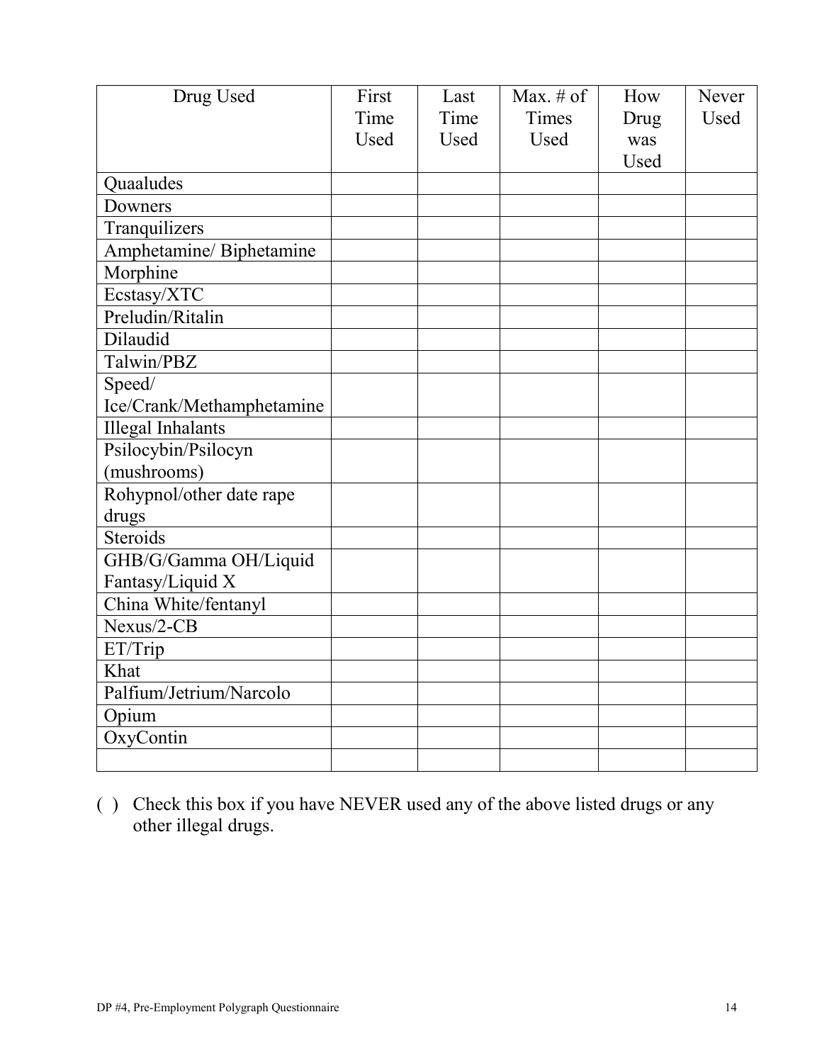| Drug Used | First Time Used | Last Time Used | Max. # of Times Used | How Drug was Used | Never Used |
|---|---|---|---|---|---|
| Quaaludes | | | | | |
| Downers | | | | | |
| Tranquilizers | | | | | |
| Amphetamine/ Biphetamine | | | | | |
| Morphine | | | | | |
| Ecstasy/XTC | | | | | |
| Preludin/Ritalin | | | | | |
| Dilaudid | | | | | |
| Talwin/PBZ | | | | | |
| Speed/ Ice/Crank/Methamphetamine | | | | | |
| Illegal Inhalants | | | | | |
| Psilocybin/Psilocyn (mushrooms) | | | | | |
| Rohypnol/other date rape drugs | | | | | |
| Steroids | | | | | |
| GHB/G/Gamma OH/Liquid Fantasy/Liquid X | | | | | |
| China White/fentanyl | | | | | |
| Nexus/2-CB | | | | | |
| ET/Trip | | | | | |
| Khat | | | | | |
| Palfium/Jetrium/Narcolo | | | | | |
| Opium | | | | | |
| OxyContin | | | | | |
| | | | | | |

( ) Check this box if you have NEVER used any of the above listed drugs or any other illegal drugs.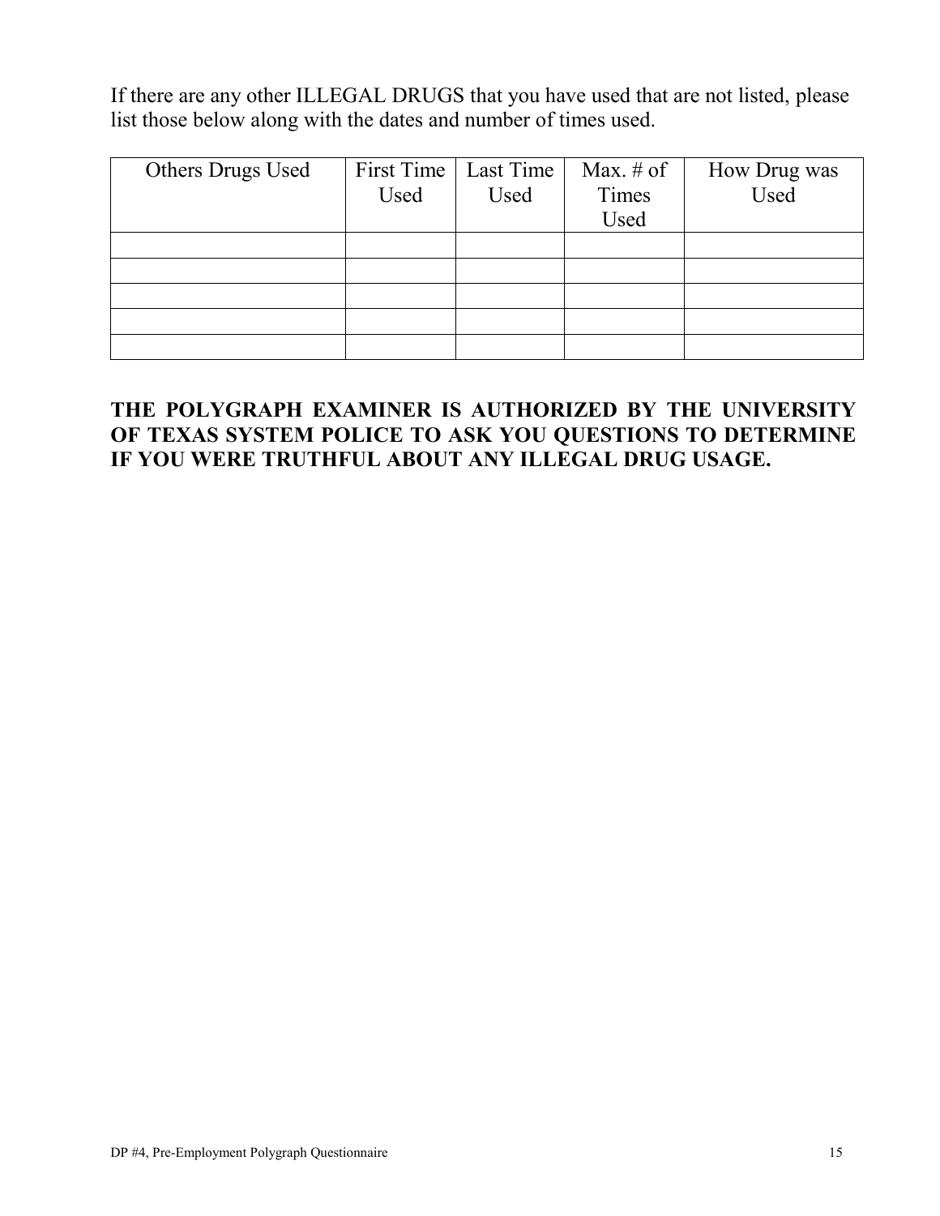If there are any other ILLEGAL DRUGS that you have used that are not listed, please list those below along with the dates and number of times used.

| Others Drugs Used | First Time Used | Last Time Used | Max. # of Times Used | How Drug was Used |
|---|---|---|---|---|
| | | | | |
| | | | | |
| | | | | |
| | | | | |
| | | | | |

**THE POLYGRAPH EXAMINER IS AUTHORIZED BY THE UNIVERSITY OF TEXAS SYSTEM POLICE TO ASK YOU QUESTIONS TO DETERMINE IF YOU WERE TRUTHFUL ABOUT ANY ILLEGAL DRUG USAGE.**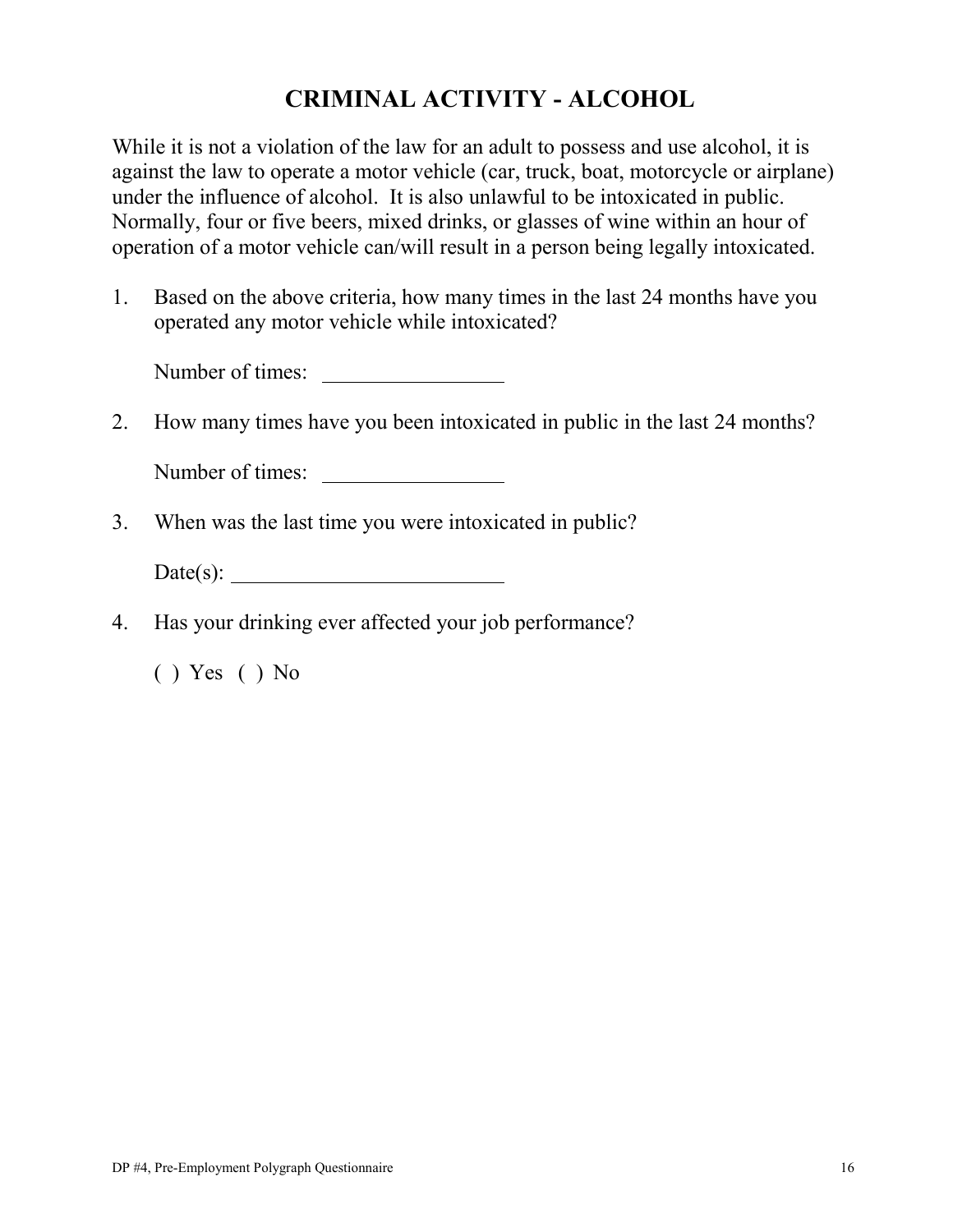# CRIMINAL ACTIVITY - ALCOHOL

While it is not a violation of the law for an adult to possess and use alcohol, it is against the law to operate a motor vehicle (car, truck, boat, motorcycle or airplane) under the influence of alcohol. It is also unlawful to be intoxicated in public. Normally, four or five beers, mixed drinks, or glasses of wine within an hour of operation of a motor vehicle can/will result in a person being legally intoxicated.

1. Based on the above criteria, how many times in the last 24 months have you operated any motor vehicle while intoxicated?

   Number of times: ________________

2. How many times have you been intoxicated in public in the last 24 months?

   Number of times: ________________

3. When was the last time you were intoxicated in public?

   Date(s): ________________________

4. Has your drinking ever affected your job performance?

   ( ) Yes ( ) No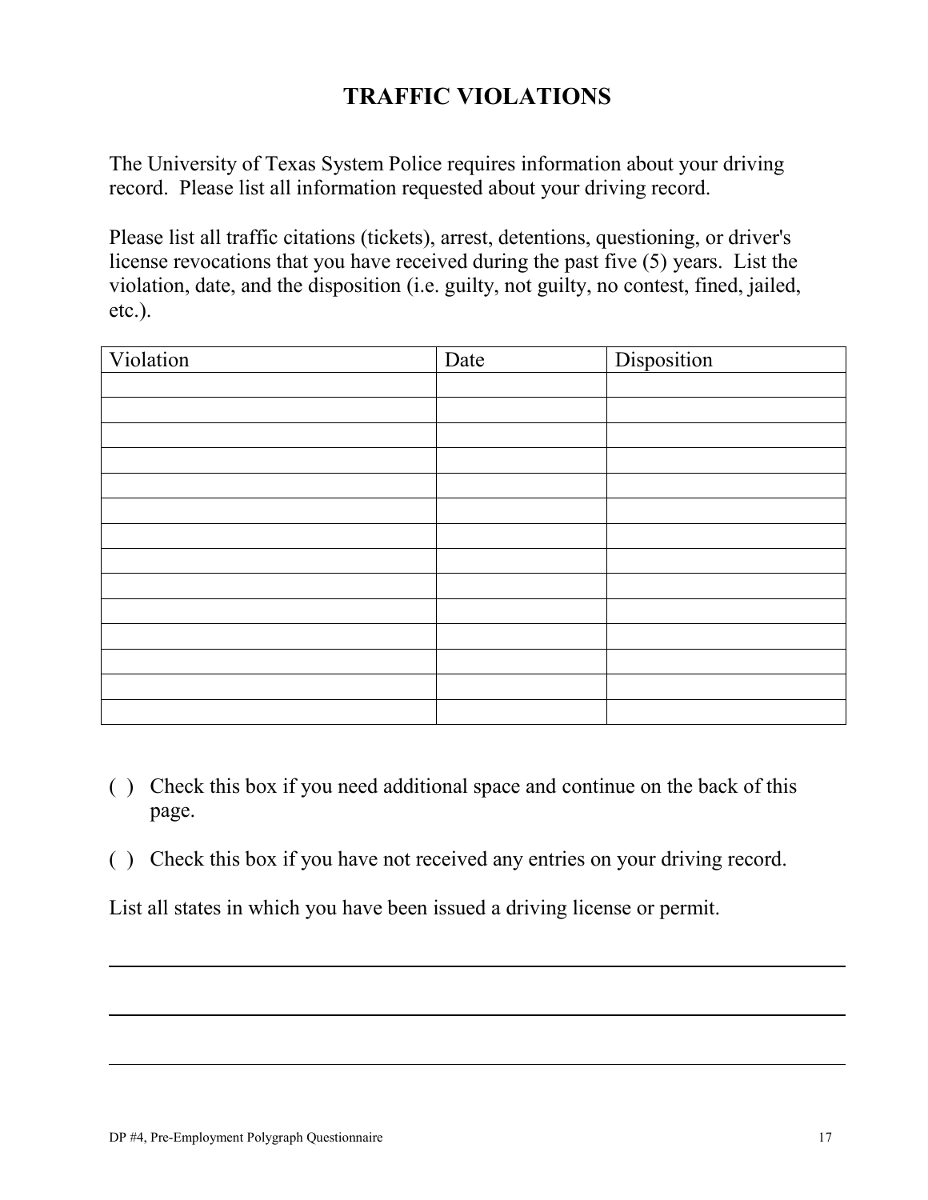# TRAFFIC VIOLATIONS

The University of Texas System Police requires information about your driving record. Please list all information requested about your driving record.

Please list all traffic citations (tickets), arrest, detentions, questioning, or driver's license revocations that you have received during the past five (5) years. List the violation, date, and the disposition (i.e. guilty, not guilty, no contest, fined, jailed, etc.).

| Violation | Date | Disposition |
|---|---|---|
| | | |
| | | |
| | | |
| | | |
| | | |
| | | |
| | | |
| | | |
| | | |
| | | |
| | | |
| | | |
| | | |
| | | |

( ) Check this box if you need additional space and continue on the back of this page.

( ) Check this box if you have not received any entries on your driving record.

List all states in which you have been issued a driving license or permit.

______________________________________________________________________

______________________________________________________________________

______________________________________________________________________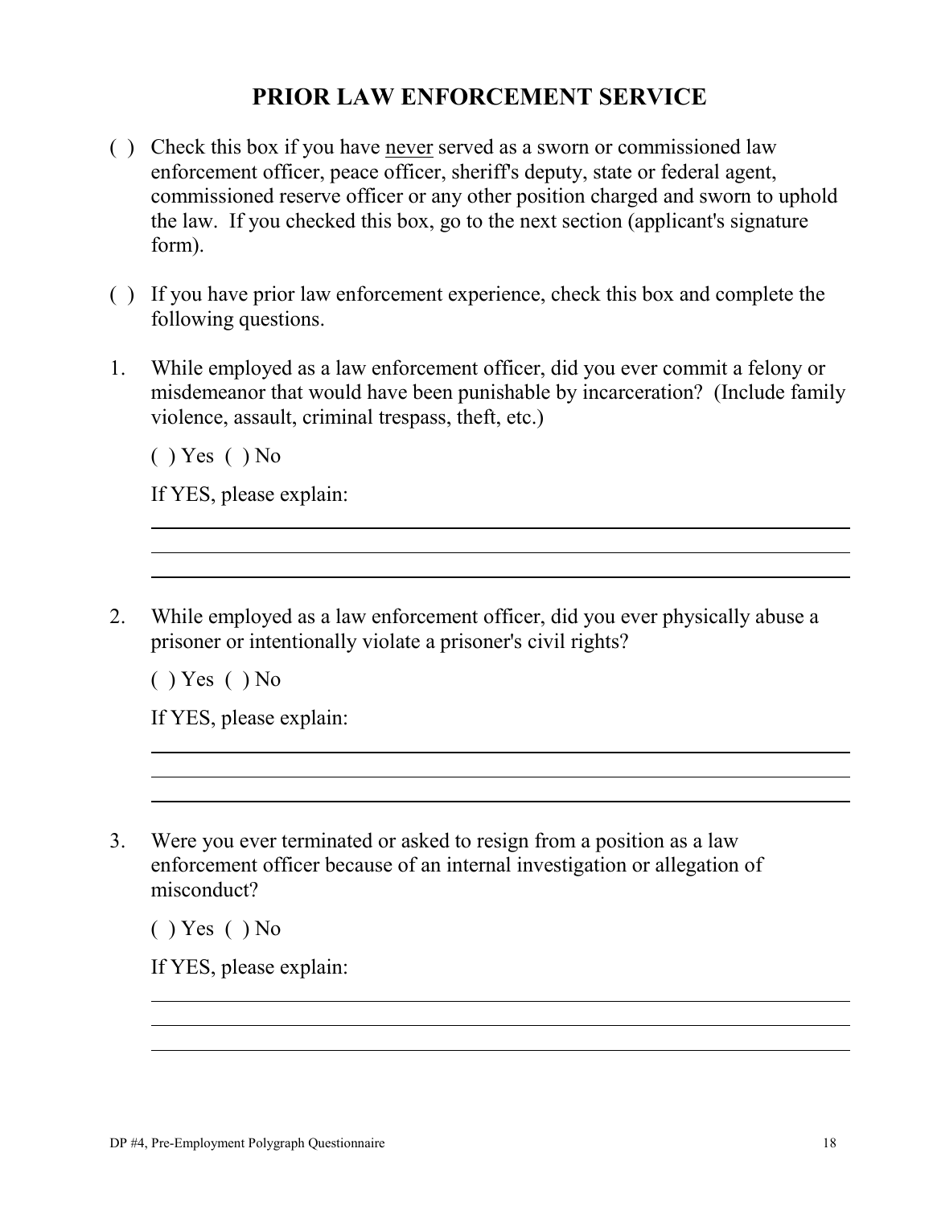# PRIOR LAW ENFORCEMENT SERVICE

( ) Check this box if you have <u>never</u> served as a sworn or commissioned law enforcement officer, peace officer, sheriff's deputy, state or federal agent, commissioned reserve officer or any other position charged and sworn to uphold the law. If you checked this box, go to the next section (applicant's signature form).

( ) If you have prior law enforcement experience, check this box and complete the following questions.

1. While employed as a law enforcement officer, did you ever commit a felony or misdemeanor that would have been punishable by incarceration? (Include family violence, assault, criminal trespass, theft, etc.)

   ( ) Yes ( ) No

   If YES, please explain:

   ______________________________________________________________________

   ______________________________________________________________________

   ______________________________________________________________________

2. While employed as a law enforcement officer, did you ever physically abuse a prisoner or intentionally violate a prisoner's civil rights?

   ( ) Yes ( ) No

   If YES, please explain:

   ______________________________________________________________________

   ______________________________________________________________________

   ______________________________________________________________________

3. Were you ever terminated or asked to resign from a position as a law enforcement officer because of an internal investigation or allegation of misconduct?

   ( ) Yes ( ) No

   If YES, please explain:

   ______________________________________________________________________

   ______________________________________________________________________

   ______________________________________________________________________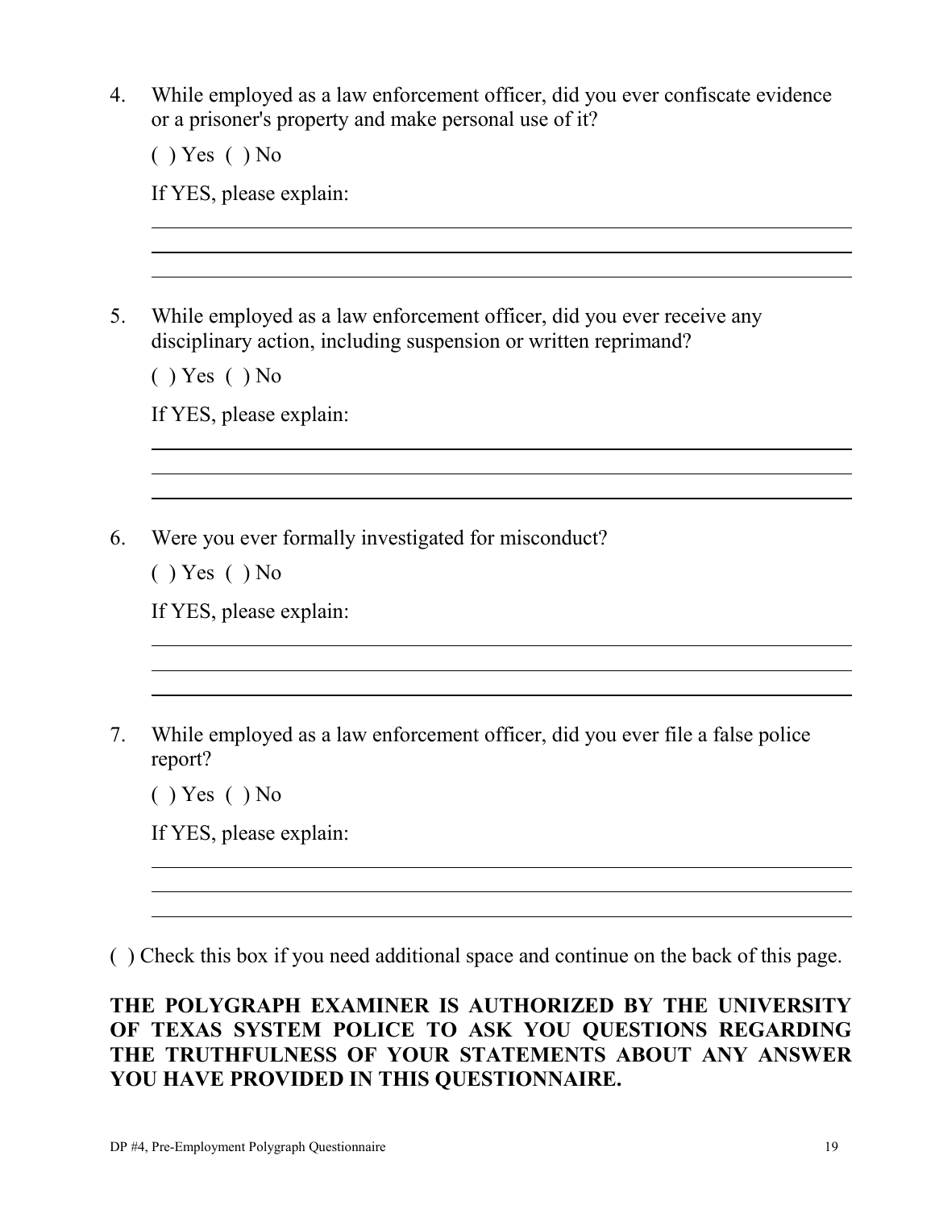4. While employed as a law enforcement officer, did you ever confiscate evidence or a prisoner's property and make personal use of it?

   ( ) Yes ( ) No

   If YES, please explain:

   ______________________________________________________________________
   ______________________________________________________________________
   ______________________________________________________________________

5. While employed as a law enforcement officer, did you ever receive any disciplinary action, including suspension or written reprimand?

   ( ) Yes ( ) No

   If YES, please explain:

   ______________________________________________________________________
   ______________________________________________________________________
   ______________________________________________________________________

6. Were you ever formally investigated for misconduct?

   ( ) Yes ( ) No

   If YES, please explain:

   ______________________________________________________________________
   ______________________________________________________________________
   ______________________________________________________________________

7. While employed as a law enforcement officer, did you ever file a false police report?

   ( ) Yes ( ) No

   If YES, please explain:

   ______________________________________________________________________
   ______________________________________________________________________
   ______________________________________________________________________

( ) Check this box if you need additional space and continue on the back of this page.

**THE POLYGRAPH EXAMINER IS AUTHORIZED BY THE UNIVERSITY OF TEXAS SYSTEM POLICE TO ASK YOU QUESTIONS REGARDING THE TRUTHFULNESS OF YOUR STATEMENTS ABOUT ANY ANSWER YOU HAVE PROVIDED IN THIS QUESTIONNAIRE.**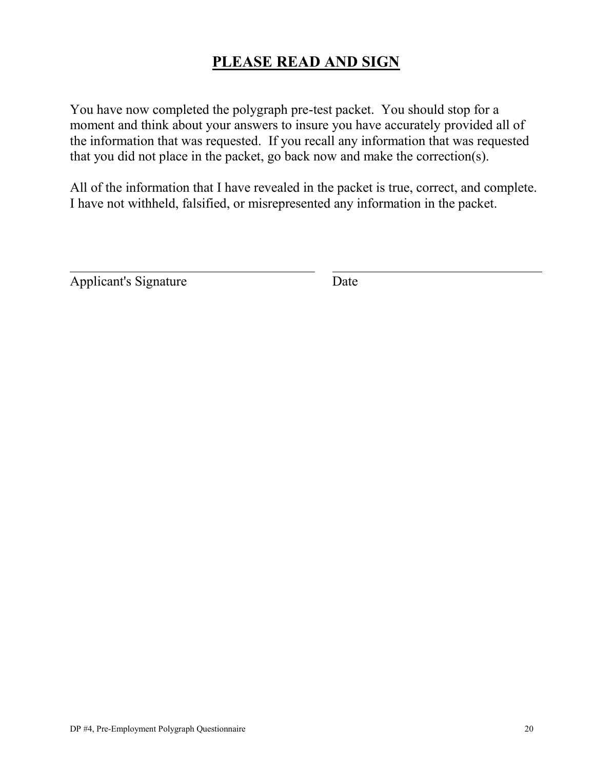# **PLEASE READ AND SIGN**

You have now completed the polygraph pre-test packet. You should stop for a moment and think about your answers to insure you have accurately provided all of the information that was requested. If you recall any information that was requested that you did not place in the packet, go back now and make the correction(s).

All of the information that I have revealed in the packet is true, correct, and complete. I have not withheld, falsified, or misrepresented any information in the packet.

______________________________ ______________________________

Applicant's Signature Date